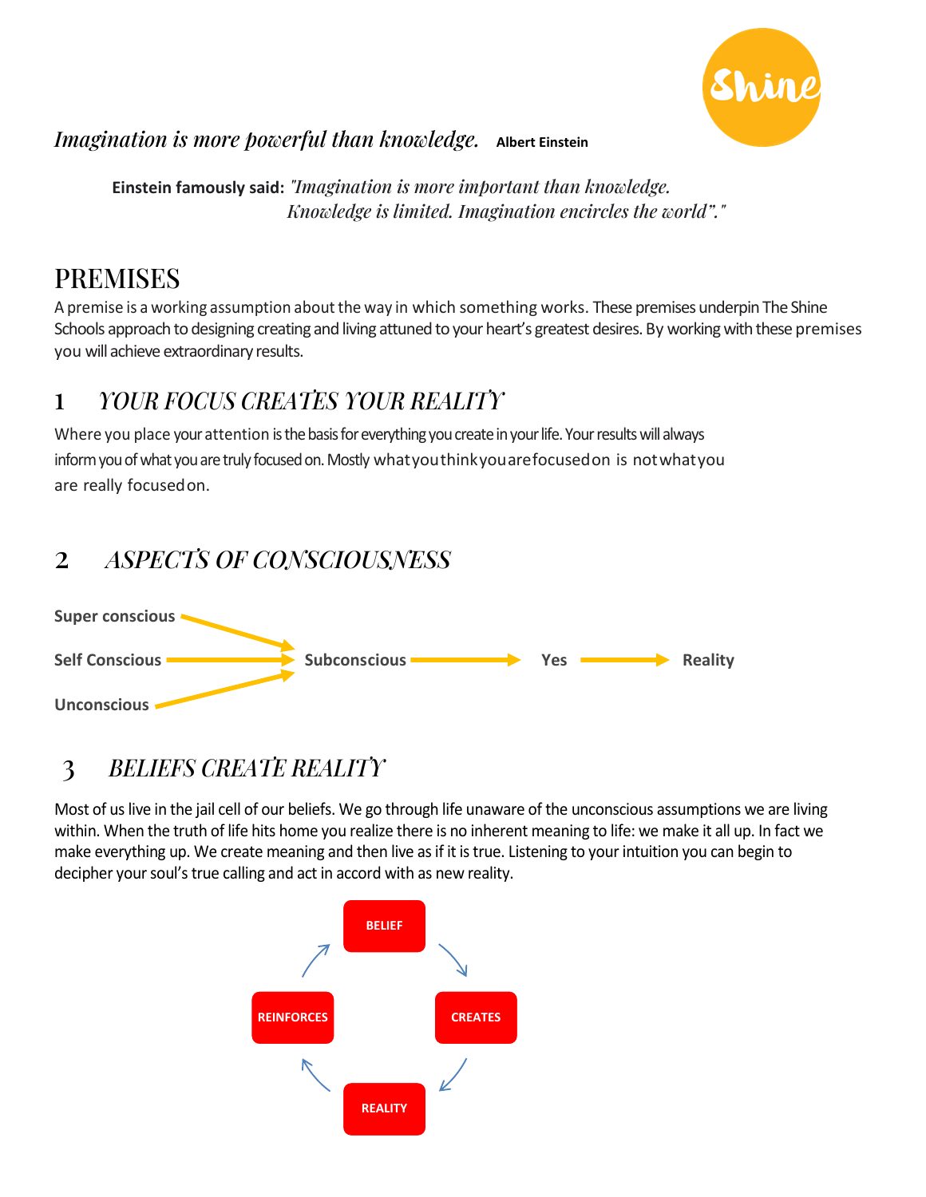*Imagination is more powerful than knowledge.* **Albert Einstein**

**Einstein famously said:** *"Imagination is more important than knowledge. Knowledge is limited. Imagination encircles the world"."*

# PREMISES

A premise is a working assumption about the way in which something works. These premises underpin The Shine Schools approach to designing creating and living attuned to your heart's greatest desires. By working with these premises you will achieve extraordinary results.

## 1 *YOUR FOCUS CREATES YOUR REALITY*

Where you place your attention is the basis for everything you create in your life. Your results will always inform you of what you are truly focused on. Mostly what you think you are focused on is not what you are really focused on.

## 2 *ASPECTS OF CONSCIOUSNESS*

**Super conscious**

**Self Conscious** → **Subconscious** → **Yes** → **Reality**

**Unconscious**

## 3 *BELIEFS CREATE REALITY*

Most of us live in the jail cell of our beliefs. We go through life unaware of the unconscious assumptions we are living within. When the truth of life hits home you realize there is no inherent meaning to life: we make it all up. In fact we make everything up. We create meaning and then live as if it is true. Listening to your intuition you can begin to decipher your soul's true calling and act in accord with as new reality.

**BELIEF** → **CREATES** → **REALITY** → **REINFORCES** → **BELIEF**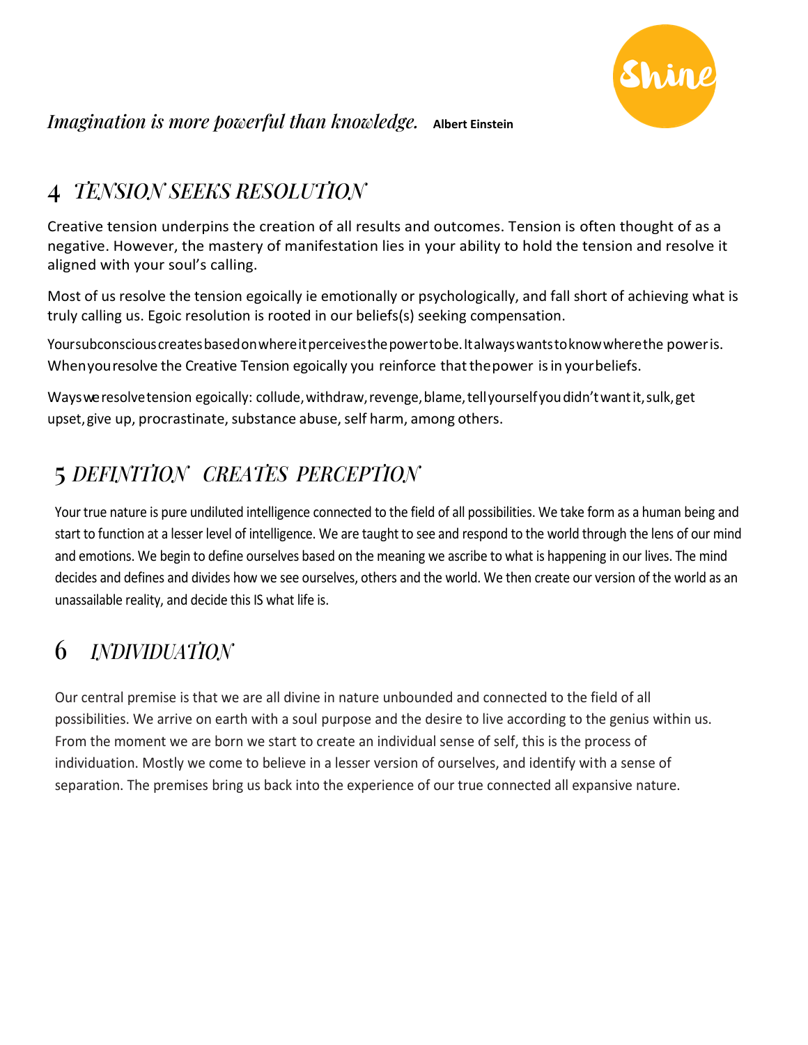*Imagination is more powerful than knowledge.* **Albert Einstein**

## 4 *TENSION SEEKS RESOLUTION*

Creative tension underpins the creation of all results and outcomes. Tension is often thought of as a negative. However, the mastery of manifestation lies in your ability to hold the tension and resolve it aligned with your soul's calling.

Most of us resolve the tension egoically ie emotionally or psychologically, and fall short of achieving what is truly calling us. Egoic resolution is rooted in our beliefs(s) seeking compensation.

Your subconscious creates based on where it perceives the power to be. It always wants to know where the power is. When you resolve the Creative Tension egoically you reinforce that the power is in your beliefs.

Ways we resolve tension egoically: collude, withdraw, revenge, blame, tell yourself you didn't want it, sulk, get upset, give up, procrastinate, substance abuse, self harm, among others.

## 5 *DEFINITION CREATES PERCEPTION*

Your true nature is pure undiluted intelligence connected to the field of all possibilities. We take form as a human being and start to function at a lesser level of intelligence. We are taught to see and respond to the world through the lens of our mind and emotions. We begin to define ourselves based on the meaning we ascribe to what is happening in our lives. The mind decides and defines and divides how we see ourselves, others and the world. We then create our version of the world as an unassailable reality, and decide this IS what life is.

## 6 *INDIVIDUATION*

Our central premise is that we are all divine in nature unbounded and connected to the field of all possibilities. We arrive on earth with a soul purpose and the desire to live according to the genius within us. From the moment we are born we start to create an individual sense of self, this is the process of individuation. Mostly we come to believe in a lesser version of ourselves, and identify with a sense of separation. The premises bring us back into the experience of our true connected all expansive nature.